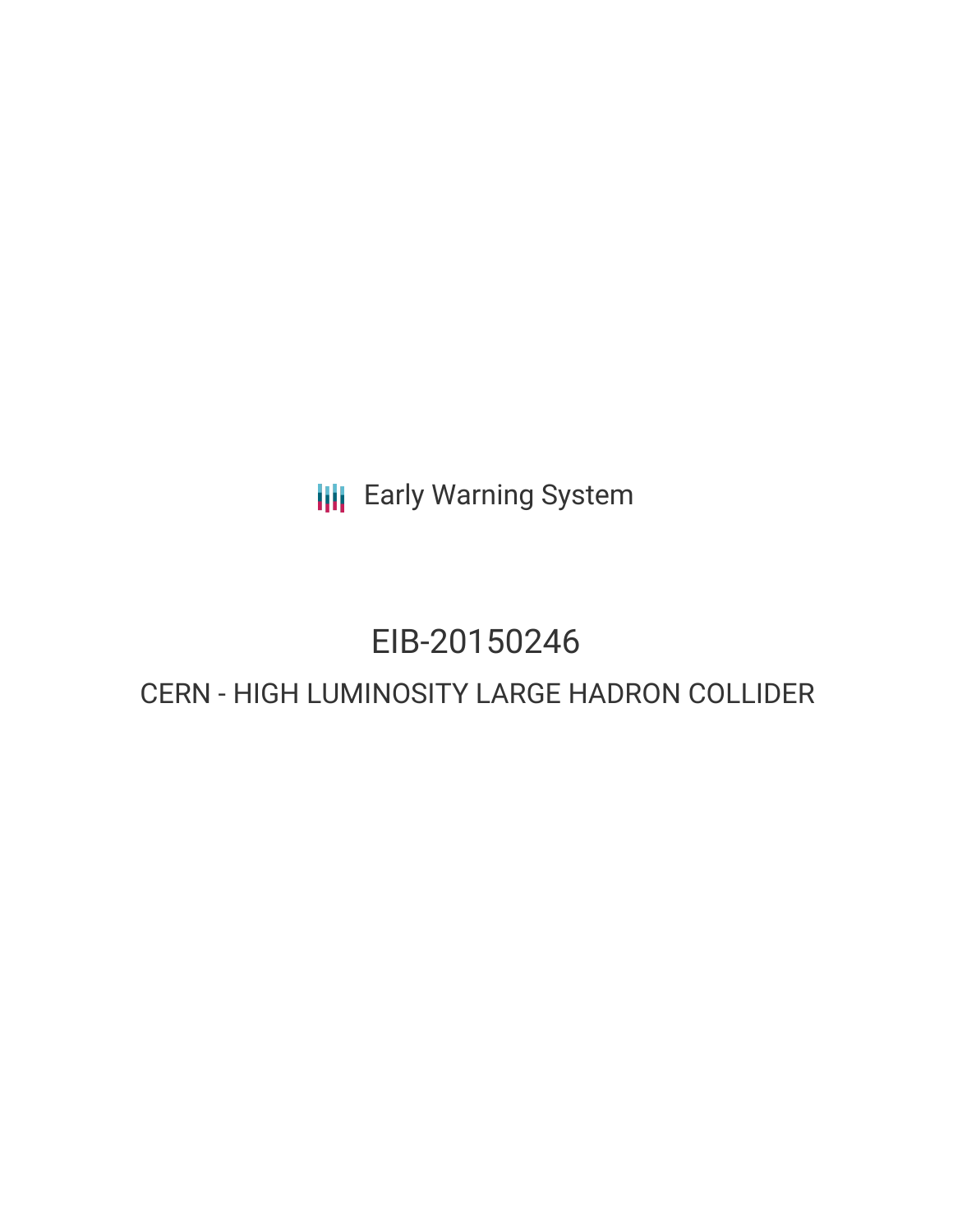Early Warning System

# EIB-20150246

## CERN - HIGH LUMINOSITY LARGE HADRON COLLIDER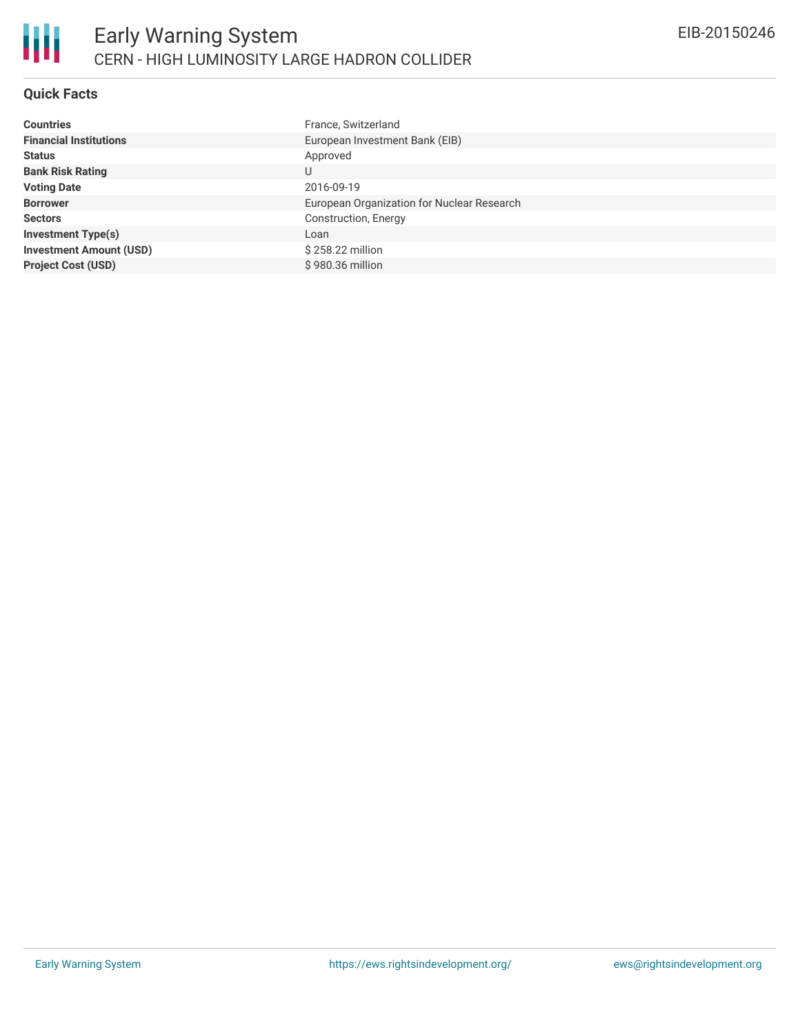# Early Warning System

## CERN - HIGH LUMINOSITY LARGE HADRON COLLIDER

EIB-20150246

### Quick Facts

| | |
|---|---|
| **Countries** | France, Switzerland |
| **Financial Institutions** | European Investment Bank (EIB) |
| **Status** | Approved |
| **Bank Risk Rating** | U |
| **Voting Date** | 2016-09-19 |
| **Borrower** | European Organization for Nuclear Research |
| **Sectors** | Construction, Energy |
| **Investment Type(s)** | Loan |
| **Investment Amount (USD)** | $ 258.22 million |
| **Project Cost (USD)** | $ 980.36 million |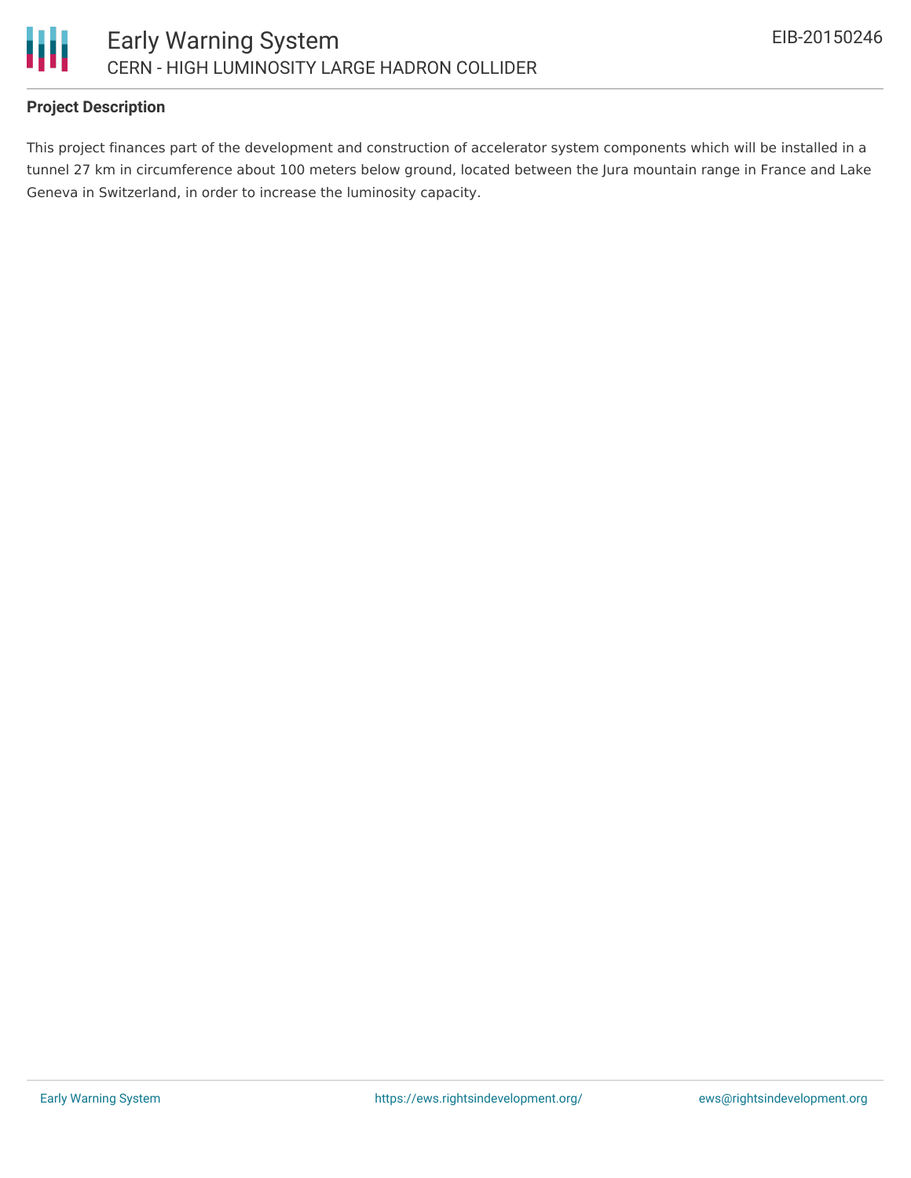## Project Description

This project finances part of the development and construction of accelerator system components which will be installed in a tunnel 27 km in circumference about 100 meters below ground, located between the Jura mountain range in France and Lake Geneva in Switzerland, in order to increase the luminosity capacity.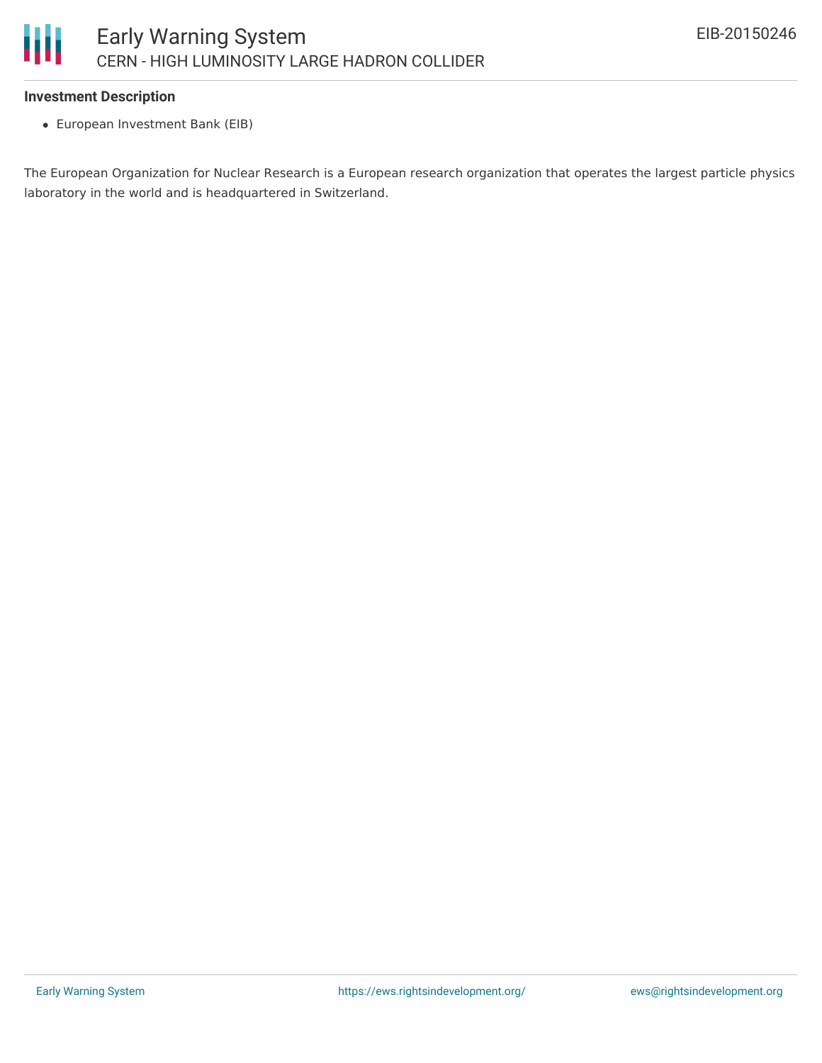### Investment Description

- European Investment Bank (EIB)

The European Organization for Nuclear Research is a European research organization that operates the largest particle physics laboratory in the world and is headquartered in Switzerland.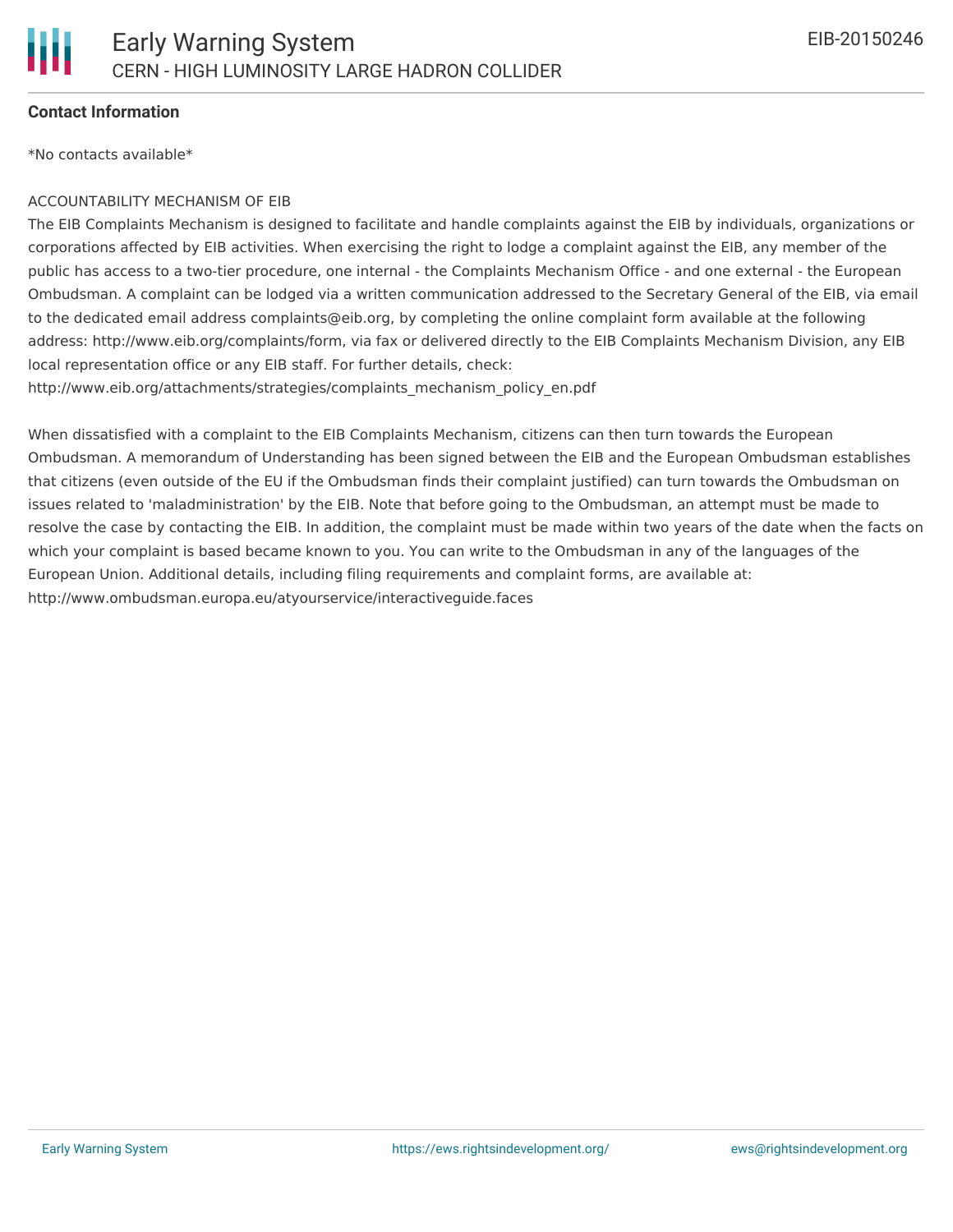**Contact Information**

*No contacts available*

ACCOUNTABILITY MECHANISM OF EIB

The EIB Complaints Mechanism is designed to facilitate and handle complaints against the EIB by individuals, organizations or corporations affected by EIB activities. When exercising the right to lodge a complaint against the EIB, any member of the public has access to a two-tier procedure, one internal - the Complaints Mechanism Office - and one external - the European Ombudsman. A complaint can be lodged via a written communication addressed to the Secretary General of the EIB, via email to the dedicated email address complaints@eib.org, by completing the online complaint form available at the following address: http://www.eib.org/complaints/form, via fax or delivered directly to the EIB Complaints Mechanism Division, any EIB local representation office or any EIB staff. For further details, check: http://www.eib.org/attachments/strategies/complaints_mechanism_policy_en.pdf

When dissatisfied with a complaint to the EIB Complaints Mechanism, citizens can then turn towards the European Ombudsman. A memorandum of Understanding has been signed between the EIB and the European Ombudsman establishes that citizens (even outside of the EU if the Ombudsman finds their complaint justified) can turn towards the Ombudsman on issues related to 'maladministration' by the EIB. Note that before going to the Ombudsman, an attempt must be made to resolve the case by contacting the EIB. In addition, the complaint must be made within two years of the date when the facts on which your complaint is based became known to you. You can write to the Ombudsman in any of the languages of the European Union. Additional details, including filing requirements and complaint forms, are available at: http://www.ombudsman.europa.eu/atyourservice/interactiveguide.faces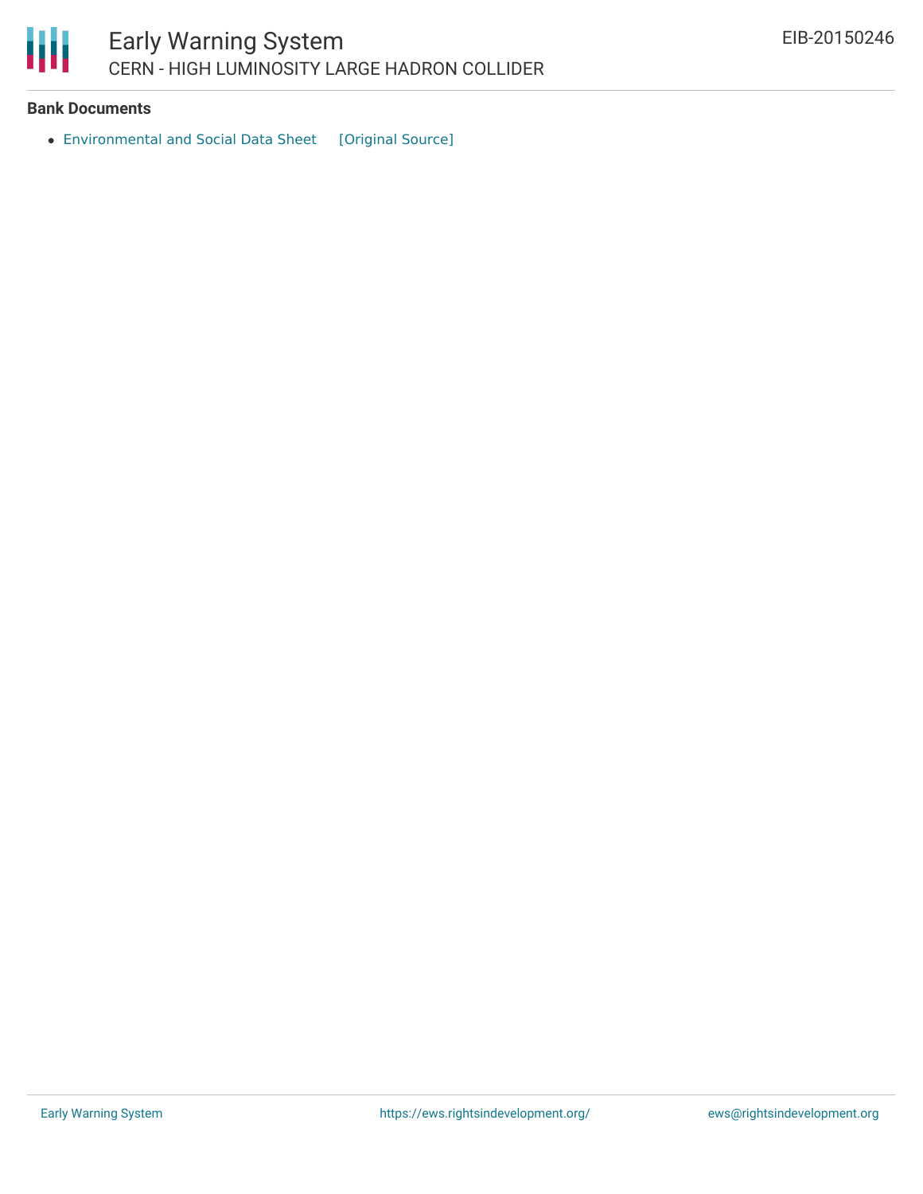**Bank Documents**

- Environmental and Social Data Sheet [Original Source]